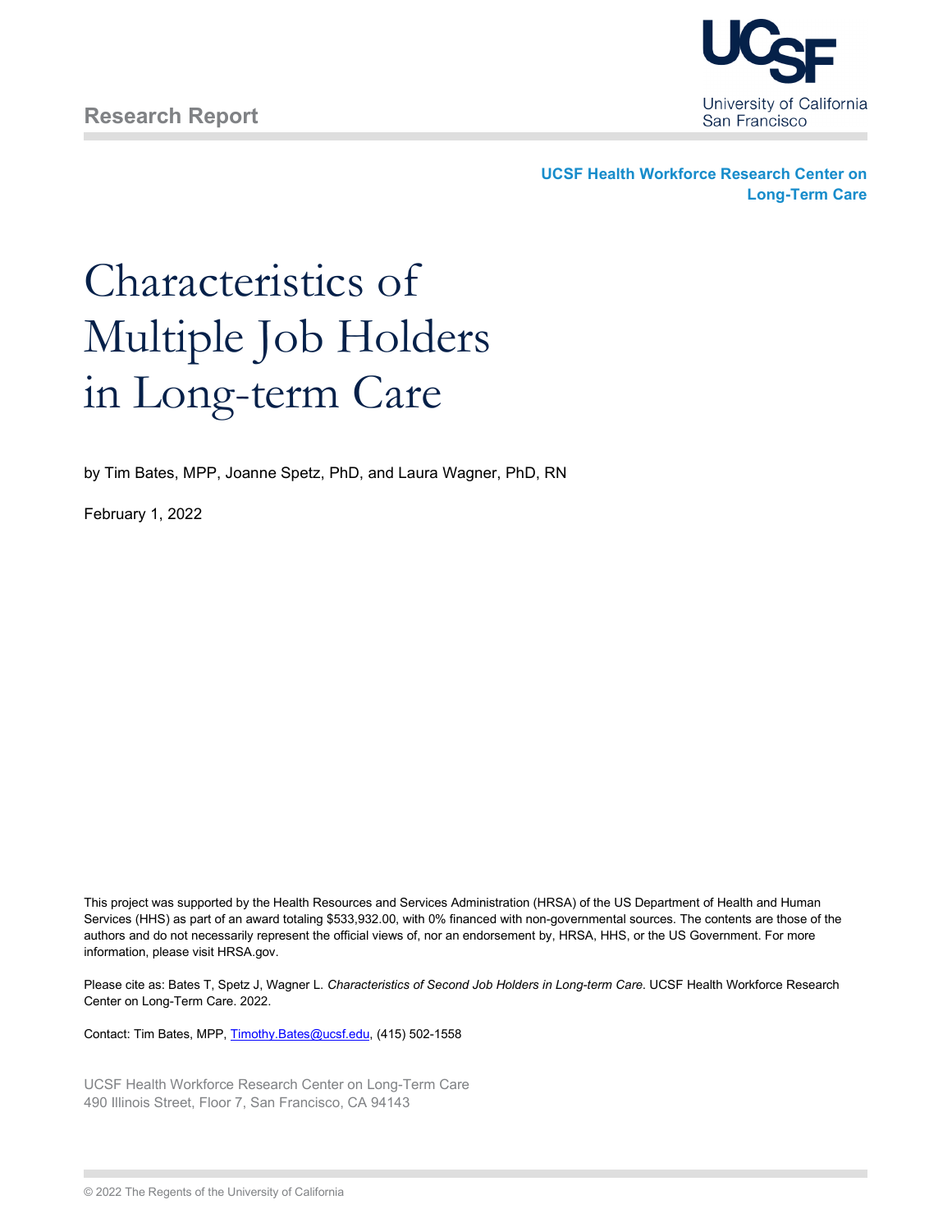Research Report

UCSF

University of California San Francisco

**UCSF Health Workforce Research Center on Long-Term Care**

# Characteristics of Multiple Job Holders in Long-term Care

by Tim Bates, MPP, Joanne Spetz, PhD, and Laura Wagner, PhD, RN

February 1, 2022

This project was supported by the Health Resources and Services Administration (HRSA) of the US Department of Health and Human Services (HHS) as part of an award totaling $533,932.00, with 0% financed with non-governmental sources. The contents are those of the authors and do not necessarily represent the official views of, nor an endorsement by, HRSA, HHS, or the US Government. For more information, please visit HRSA.gov.

Please cite as: Bates T, Spetz J, Wagner L. *Characteristics of Second Job Holders in Long-term Care*. UCSF Health Workforce Research Center on Long-Term Care. 2022.

Contact: Tim Bates, MPP, Timothy.Bates@ucsf.edu, (415) 502-1558

UCSF Health Workforce Research Center on Long-Term Care
490 Illinois Street, Floor 7, San Francisco, CA 94143

© 2022 The Regents of the University of California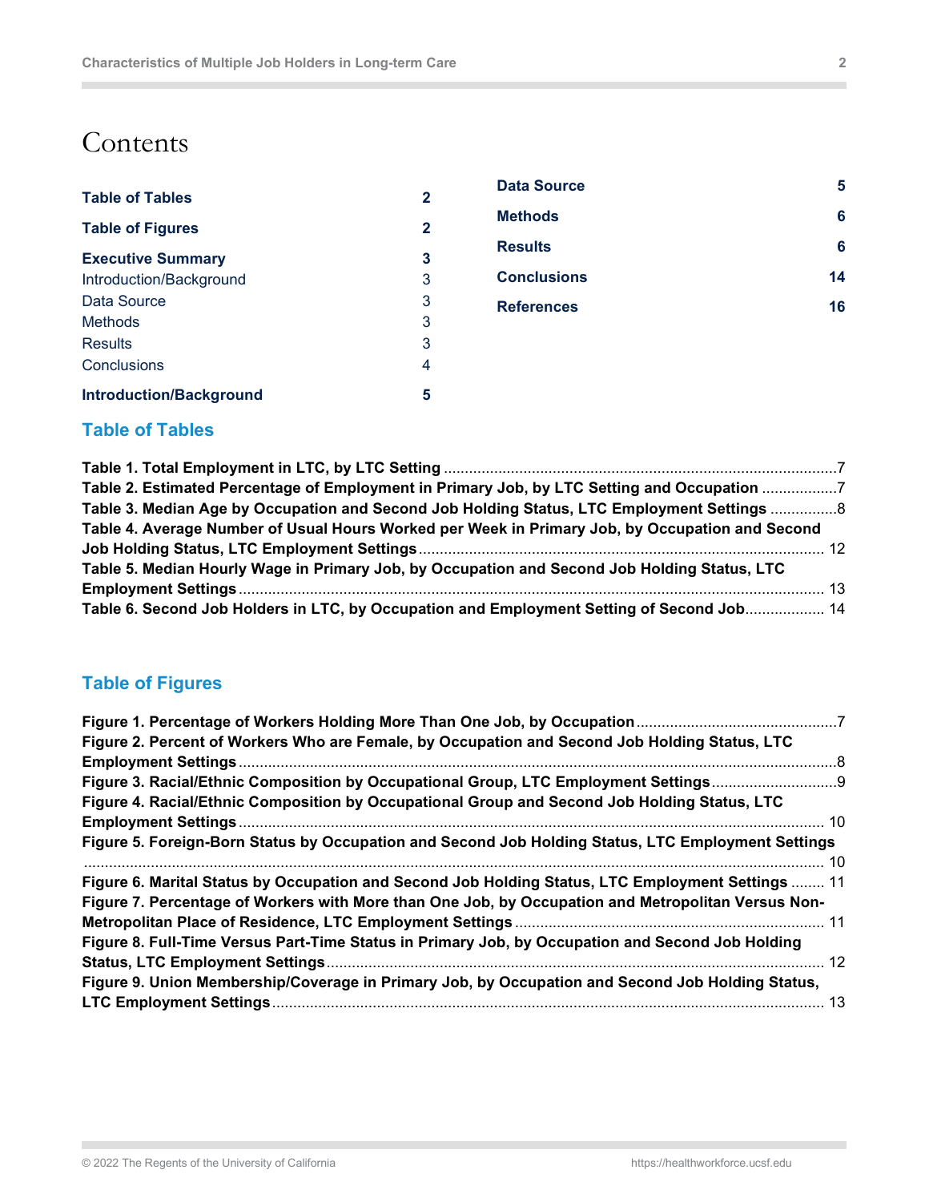# Contents

| | |
|---|---|
| **Table of Tables** | **2** |
| **Table of Figures** | **2** |
| **Executive Summary** | **3** |
| Introduction/Background | 3 |
| Data Source | 3 |
| Methods | 3 |
| Results | 3 |
| Conclusions | 4 |
| **Introduction/Background** | **5** |
| **Data Source** | **5** |
| **Methods** | **6** |
| **Results** | **6** |
| **Conclusions** | **14** |
| **References** | **16** |

## Table of Tables

**Table 1. Total Employment in LTC, by LTC Setting** ....... 7
**Table 2. Estimated Percentage of Employment in Primary Job, by LTC Setting and Occupation** ....... 7
**Table 3. Median Age by Occupation and Second Job Holding Status, LTC Employment Settings** ....... 8
**Table 4. Average Number of Usual Hours Worked per Week in Primary Job, by Occupation and Second Job Holding Status, LTC Employment Settings** ....... 12
**Table 5. Median Hourly Wage in Primary Job, by Occupation and Second Job Holding Status, LTC Employment Settings** ....... 13
**Table 6. Second Job Holders in LTC, by Occupation and Employment Setting of Second Job** ....... 14

## Table of Figures

**Figure 1. Percentage of Workers Holding More Than One Job, by Occupation** ....... 7
**Figure 2. Percent of Workers Who are Female, by Occupation and Second Job Holding Status, LTC Employment Settings** ....... 8
**Figure 3. Racial/Ethnic Composition by Occupational Group, LTC Employment Settings** ....... 9
**Figure 4. Racial/Ethnic Composition by Occupational Group and Second Job Holding Status, LTC Employment Settings** ....... 10
**Figure 5. Foreign-Born Status by Occupation and Second Job Holding Status, LTC Employment Settings** ....... 10
**Figure 6. Marital Status by Occupation and Second Job Holding Status, LTC Employment Settings** ....... 11
**Figure 7. Percentage of Workers with More than One Job, by Occupation and Metropolitan Versus Non-Metropolitan Place of Residence, LTC Employment Settings** ....... 11
**Figure 8. Full-Time Versus Part-Time Status in Primary Job, by Occupation and Second Job Holding Status, LTC Employment Settings** ....... 12
**Figure 9. Union Membership/Coverage in Primary Job, by Occupation and Second Job Holding Status, LTC Employment Settings** ....... 13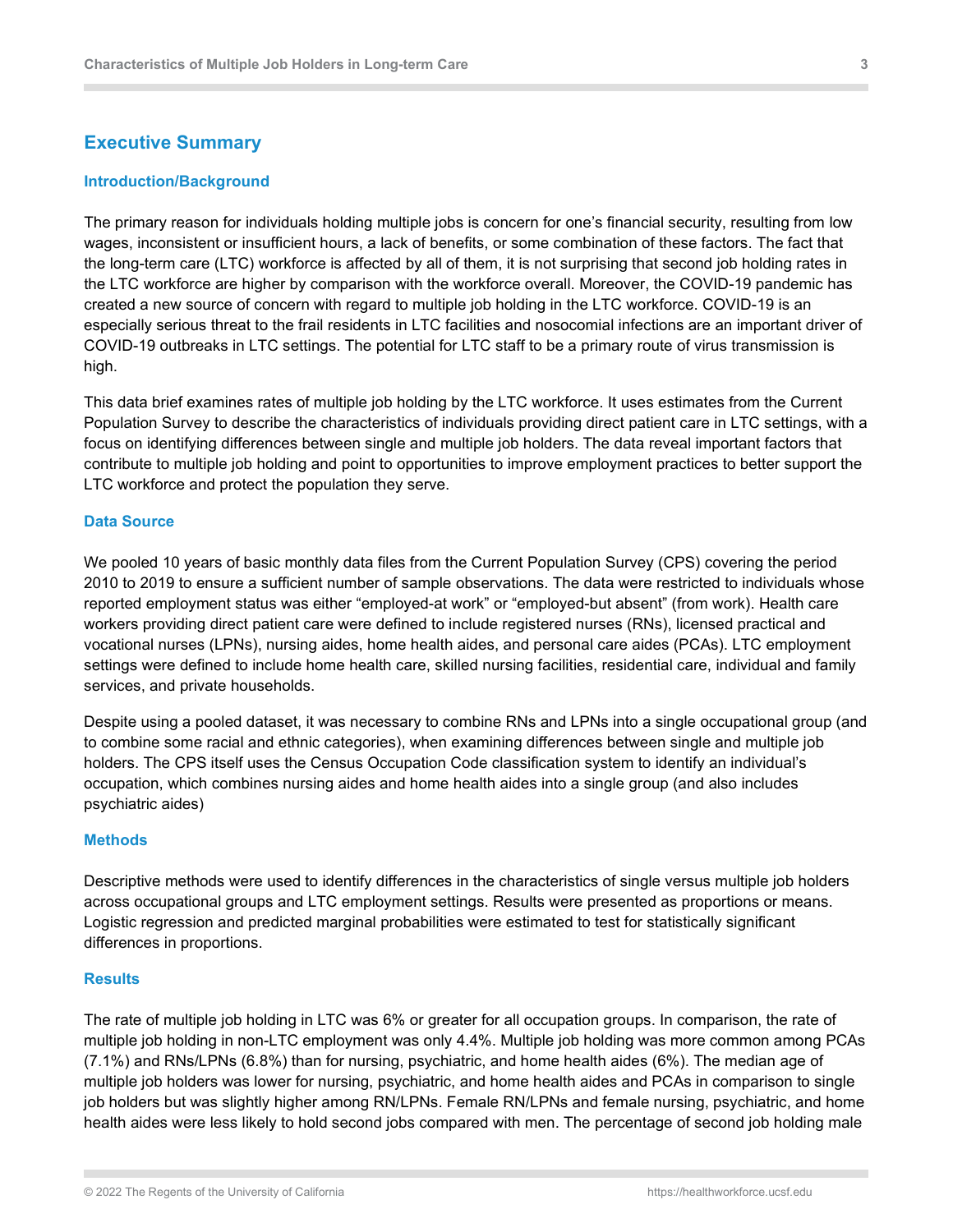## Executive Summary

### Introduction/Background

The primary reason for individuals holding multiple jobs is concern for one's financial security, resulting from low wages, inconsistent or insufficient hours, a lack of benefits, or some combination of these factors. The fact that the long-term care (LTC) workforce is affected by all of them, it is not surprising that second job holding rates in the LTC workforce are higher by comparison with the workforce overall. Moreover, the COVID-19 pandemic has created a new source of concern with regard to multiple job holding in the LTC workforce. COVID-19 is an especially serious threat to the frail residents in LTC facilities and nosocomial infections are an important driver of COVID-19 outbreaks in LTC settings. The potential for LTC staff to be a primary route of virus transmission is high.

This data brief examines rates of multiple job holding by the LTC workforce. It uses estimates from the Current Population Survey to describe the characteristics of individuals providing direct patient care in LTC settings, with a focus on identifying differences between single and multiple job holders. The data reveal important factors that contribute to multiple job holding and point to opportunities to improve employment practices to better support the LTC workforce and protect the population they serve.

### Data Source

We pooled 10 years of basic monthly data files from the Current Population Survey (CPS) covering the period 2010 to 2019 to ensure a sufficient number of sample observations. The data were restricted to individuals whose reported employment status was either "employed-at work" or "employed-but absent" (from work). Health care workers providing direct patient care were defined to include registered nurses (RNs), licensed practical and vocational nurses (LPNs), nursing aides, home health aides, and personal care aides (PCAs). LTC employment settings were defined to include home health care, skilled nursing facilities, residential care, individual and family services, and private households.

Despite using a pooled dataset, it was necessary to combine RNs and LPNs into a single occupational group (and to combine some racial and ethnic categories), when examining differences between single and multiple job holders. The CPS itself uses the Census Occupation Code classification system to identify an individual's occupation, which combines nursing aides and home health aides into a single group (and also includes psychiatric aides)

### Methods

Descriptive methods were used to identify differences in the characteristics of single versus multiple job holders across occupational groups and LTC employment settings. Results were presented as proportions or means. Logistic regression and predicted marginal probabilities were estimated to test for statistically significant differences in proportions.

### Results

The rate of multiple job holding in LTC was 6% or greater for all occupation groups. In comparison, the rate of multiple job holding in non-LTC employment was only 4.4%. Multiple job holding was more common among PCAs (7.1%) and RNs/LPNs (6.8%) than for nursing, psychiatric, and home health aides (6%). The median age of multiple job holders was lower for nursing, psychiatric, and home health aides and PCAs in comparison to single job holders but was slightly higher among RN/LPNs. Female RN/LPNs and female nursing, psychiatric, and home health aides were less likely to hold second jobs compared with men. The percentage of second job holding male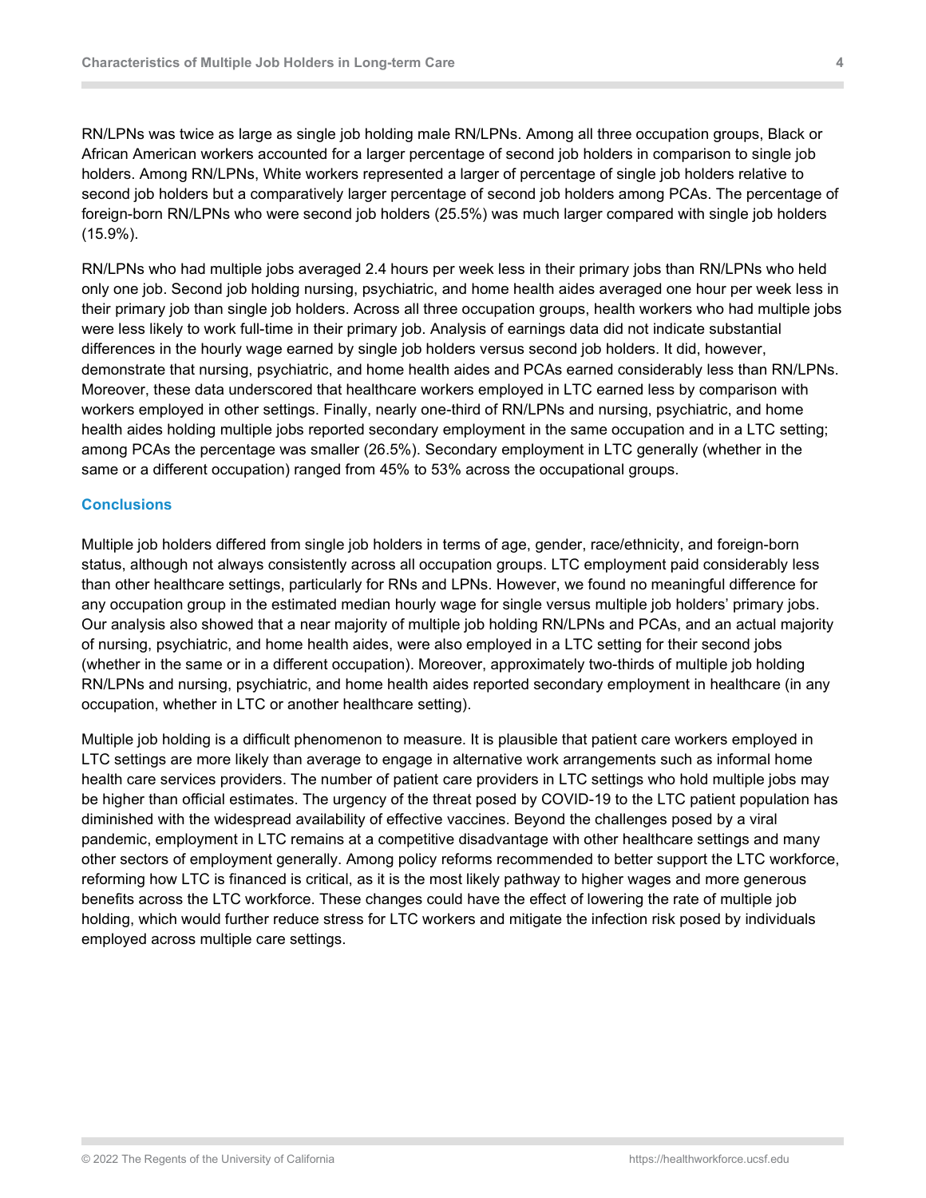RN/LPNs was twice as large as single job holding male RN/LPNs. Among all three occupation groups, Black or African American workers accounted for a larger percentage of second job holders in comparison to single job holders. Among RN/LPNs, White workers represented a larger of percentage of single job holders relative to second job holders but a comparatively larger percentage of second job holders among PCAs. The percentage of foreign-born RN/LPNs who were second job holders (25.5%) was much larger compared with single job holders (15.9%).

RN/LPNs who had multiple jobs averaged 2.4 hours per week less in their primary jobs than RN/LPNs who held only one job. Second job holding nursing, psychiatric, and home health aides averaged one hour per week less in their primary job than single job holders. Across all three occupation groups, health workers who had multiple jobs were less likely to work full-time in their primary job. Analysis of earnings data did not indicate substantial differences in the hourly wage earned by single job holders versus second job holders. It did, however, demonstrate that nursing, psychiatric, and home health aides and PCAs earned considerably less than RN/LPNs. Moreover, these data underscored that healthcare workers employed in LTC earned less by comparison with workers employed in other settings. Finally, nearly one-third of RN/LPNs and nursing, psychiatric, and home health aides holding multiple jobs reported secondary employment in the same occupation and in a LTC setting; among PCAs the percentage was smaller (26.5%). Secondary employment in LTC generally (whether in the same or a different occupation) ranged from 45% to 53% across the occupational groups.

### Conclusions

Multiple job holders differed from single job holders in terms of age, gender, race/ethnicity, and foreign-born status, although not always consistently across all occupation groups. LTC employment paid considerably less than other healthcare settings, particularly for RNs and LPNs. However, we found no meaningful difference for any occupation group in the estimated median hourly wage for single versus multiple job holders' primary jobs. Our analysis also showed that a near majority of multiple job holding RN/LPNs and PCAs, and an actual majority of nursing, psychiatric, and home health aides, were also employed in a LTC setting for their second jobs (whether in the same or in a different occupation). Moreover, approximately two-thirds of multiple job holding RN/LPNs and nursing, psychiatric, and home health aides reported secondary employment in healthcare (in any occupation, whether in LTC or another healthcare setting).

Multiple job holding is a difficult phenomenon to measure. It is plausible that patient care workers employed in LTC settings are more likely than average to engage in alternative work arrangements such as informal home health care services providers. The number of patient care providers in LTC settings who hold multiple jobs may be higher than official estimates. The urgency of the threat posed by COVID-19 to the LTC patient population has diminished with the widespread availability of effective vaccines. Beyond the challenges posed by a viral pandemic, employment in LTC remains at a competitive disadvantage with other healthcare settings and many other sectors of employment generally. Among policy reforms recommended to better support the LTC workforce, reforming how LTC is financed is critical, as it is the most likely pathway to higher wages and more generous benefits across the LTC workforce. These changes could have the effect of lowering the rate of multiple job holding, which would further reduce stress for LTC workers and mitigate the infection risk posed by individuals employed across multiple care settings.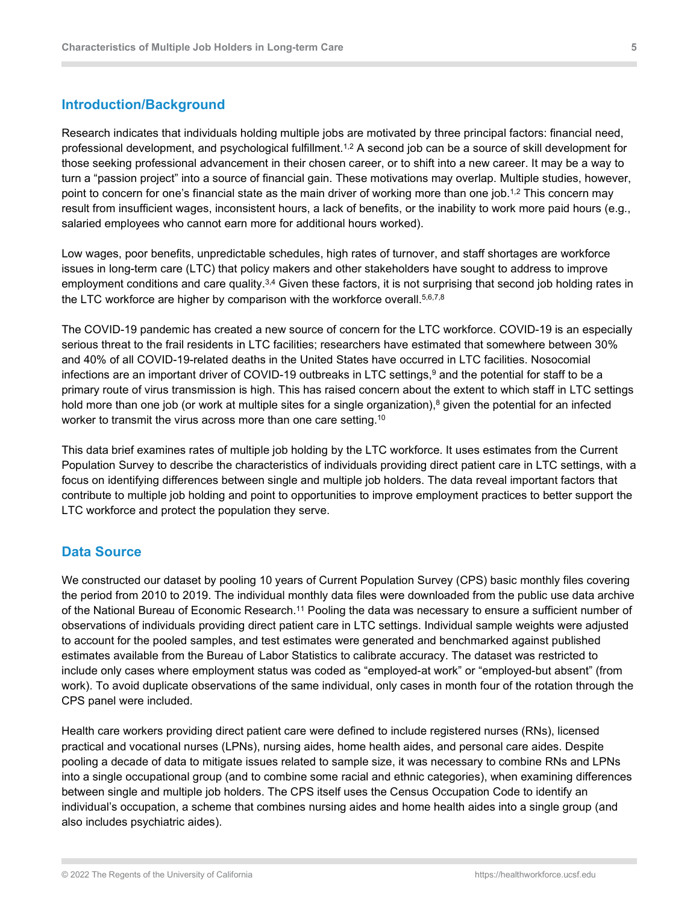## Introduction/Background

Research indicates that individuals holding multiple jobs are motivated by three principal factors: financial need, professional development, and psychological fulfillment.[1,2] A second job can be a source of skill development for those seeking professional advancement in their chosen career, or to shift into a new career. It may be a way to turn a "passion project" into a source of financial gain. These motivations may overlap. Multiple studies, however, point to concern for one's financial state as the main driver of working more than one job.[1,2] This concern may result from insufficient wages, inconsistent hours, a lack of benefits, or the inability to work more paid hours (e.g., salaried employees who cannot earn more for additional hours worked).

Low wages, poor benefits, unpredictable schedules, high rates of turnover, and staff shortages are workforce issues in long-term care (LTC) that policy makers and other stakeholders have sought to address to improve employment conditions and care quality.[3,4] Given these factors, it is not surprising that second job holding rates in the LTC workforce are higher by comparison with the workforce overall.[5,6,7,8]

The COVID-19 pandemic has created a new source of concern for the LTC workforce. COVID-19 is an especially serious threat to the frail residents in LTC facilities; researchers have estimated that somewhere between 30% and 40% of all COVID-19-related deaths in the United States have occurred in LTC facilities. Nosocomial infections are an important driver of COVID-19 outbreaks in LTC settings,[9] and the potential for staff to be a primary route of virus transmission is high. This has raised concern about the extent to which staff in LTC settings hold more than one job (or work at multiple sites for a single organization),[8] given the potential for an infected worker to transmit the virus across more than one care setting.[10]

This data brief examines rates of multiple job holding by the LTC workforce. It uses estimates from the Current Population Survey to describe the characteristics of individuals providing direct patient care in LTC settings, with a focus on identifying differences between single and multiple job holders. The data reveal important factors that contribute to multiple job holding and point to opportunities to improve employment practices to better support the LTC workforce and protect the population they serve.

## Data Source

We constructed our dataset by pooling 10 years of Current Population Survey (CPS) basic monthly files covering the period from 2010 to 2019. The individual monthly data files were downloaded from the public use data archive of the National Bureau of Economic Research.[11] Pooling the data was necessary to ensure a sufficient number of observations of individuals providing direct patient care in LTC settings. Individual sample weights were adjusted to account for the pooled samples, and test estimates were generated and benchmarked against published estimates available from the Bureau of Labor Statistics to calibrate accuracy. The dataset was restricted to include only cases where employment status was coded as "employed-at work" or "employed-but absent" (from work). To avoid duplicate observations of the same individual, only cases in month four of the rotation through the CPS panel were included.

Health care workers providing direct patient care were defined to include registered nurses (RNs), licensed practical and vocational nurses (LPNs), nursing aides, home health aides, and personal care aides. Despite pooling a decade of data to mitigate issues related to sample size, it was necessary to combine RNs and LPNs into a single occupational group (and to combine some racial and ethnic categories), when examining differences between single and multiple job holders. The CPS itself uses the Census Occupation Code to identify an individual's occupation, a scheme that combines nursing aides and home health aides into a single group (and also includes psychiatric aides).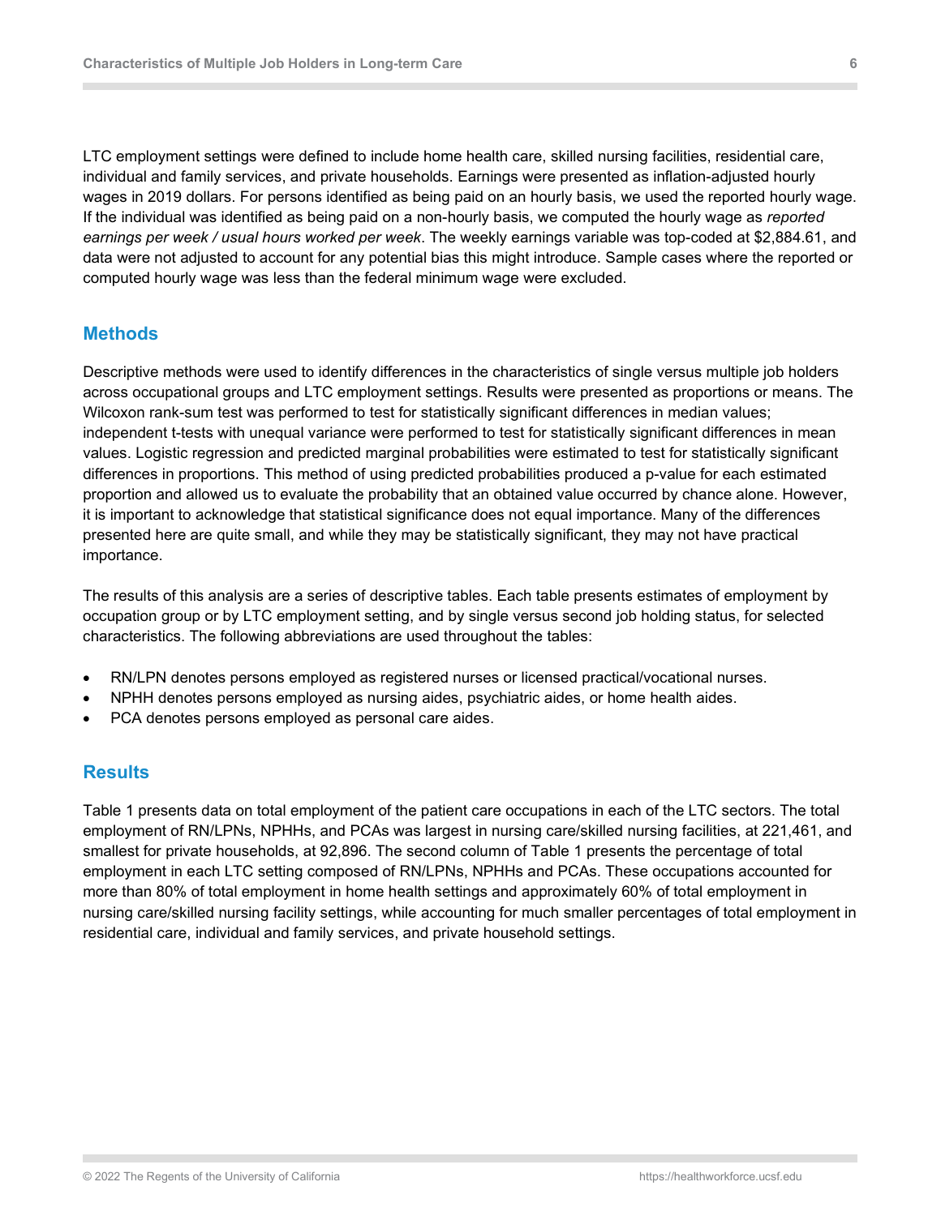LTC employment settings were defined to include home health care, skilled nursing facilities, residential care, individual and family services, and private households. Earnings were presented as inflation-adjusted hourly wages in 2019 dollars. For persons identified as being paid on an hourly basis, we used the reported hourly wage. If the individual was identified as being paid on a non-hourly basis, we computed the hourly wage as *reported earnings per week / usual hours worked per week*. The weekly earnings variable was top-coded at $2,884.61, and data were not adjusted to account for any potential bias this might introduce. Sample cases where the reported or computed hourly wage was less than the federal minimum wage were excluded.

## Methods

Descriptive methods were used to identify differences in the characteristics of single versus multiple job holders across occupational groups and LTC employment settings. Results were presented as proportions or means. The Wilcoxon rank-sum test was performed to test for statistically significant differences in median values; independent t-tests with unequal variance were performed to test for statistically significant differences in mean values. Logistic regression and predicted marginal probabilities were estimated to test for statistically significant differences in proportions. This method of using predicted probabilities produced a p-value for each estimated proportion and allowed us to evaluate the probability that an obtained value occurred by chance alone. However, it is important to acknowledge that statistical significance does not equal importance. Many of the differences presented here are quite small, and while they may be statistically significant, they may not have practical importance.

The results of this analysis are a series of descriptive tables. Each table presents estimates of employment by occupation group or by LTC employment setting, and by single versus second job holding status, for selected characteristics. The following abbreviations are used throughout the tables:

- RN/LPN denotes persons employed as registered nurses or licensed practical/vocational nurses.
- NPHH denotes persons employed as nursing aides, psychiatric aides, or home health aides.
- PCA denotes persons employed as personal care aides.

## Results

Table 1 presents data on total employment of the patient care occupations in each of the LTC sectors. The total employment of RN/LPNs, NPHHs, and PCAs was largest in nursing care/skilled nursing facilities, at 221,461, and smallest for private households, at 92,896. The second column of Table 1 presents the percentage of total employment in each LTC setting composed of RN/LPNs, NPHHs and PCAs. These occupations accounted for more than 80% of total employment in home health settings and approximately 60% of total employment in nursing care/skilled nursing facility settings, while accounting for much smaller percentages of total employment in residential care, individual and family services, and private household settings.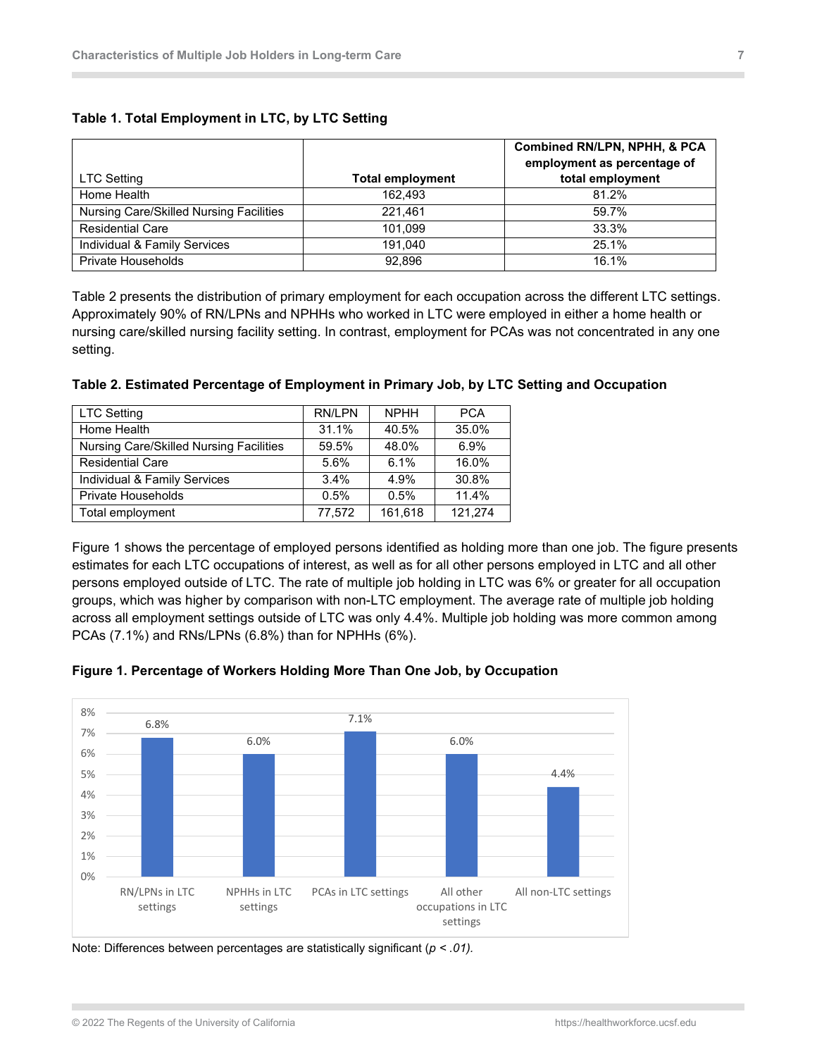**Table 1. Total Employment in LTC, by LTC Setting**

| LTC Setting | Total employment | Combined RN/LPN, NPHH, & PCA employment as percentage of total employment |
|---|---|---|
| Home Health | 162,493 | 81.2% |
| Nursing Care/Skilled Nursing Facilities | 221,461 | 59.7% |
| Residential Care | 101,099 | 33.3% |
| Individual & Family Services | 191,040 | 25.1% |
| Private Households | 92,896 | 16.1% |

Table 2 presents the distribution of primary employment for each occupation across the different LTC settings. Approximately 90% of RN/LPNs and NPHHs who worked in LTC were employed in either a home health or nursing care/skilled nursing facility setting. In contrast, employment for PCAs was not concentrated in any one setting.

**Table 2. Estimated Percentage of Employment in Primary Job, by LTC Setting and Occupation**

| LTC Setting | RN/LPN | NPHH | PCA |
|---|---|---|---|
| Home Health | 31.1% | 40.5% | 35.0% |
| Nursing Care/Skilled Nursing Facilities | 59.5% | 48.0% | 6.9% |
| Residential Care | 5.6% | 6.1% | 16.0% |
| Individual & Family Services | 3.4% | 4.9% | 30.8% |
| Private Households | 0.5% | 0.5% | 11.4% |
| Total employment | 77,572 | 161,618 | 121,274 |

Figure 1 shows the percentage of employed persons identified as holding more than one job. The figure presents estimates for each LTC occupations of interest, as well as for all other persons employed in LTC and all other persons employed outside of LTC. The rate of multiple job holding in LTC was 6% or greater for all occupation groups, which was higher by comparison with non-LTC employment. The average rate of multiple job holding across all employment settings outside of LTC was only 4.4%. Multiple job holding was more common among PCAs (7.1%) and RNs/LPNs (6.8%) than for NPHHs (6%).

**Figure 1. Percentage of Workers Holding More Than One Job, by Occupation**

| Occupation | Percentage |
|---|---|
| RN/LPNs in LTC settings | 6.8% |
| NPHHs in LTC settings | 6.0% |
| PCAs in LTC settings | 7.1% |
| All other occupations in LTC settings | 6.0% |
| All non-LTC settings | 4.4% |

Note: Differences between percentages are statistically significant (*$p < .01$*).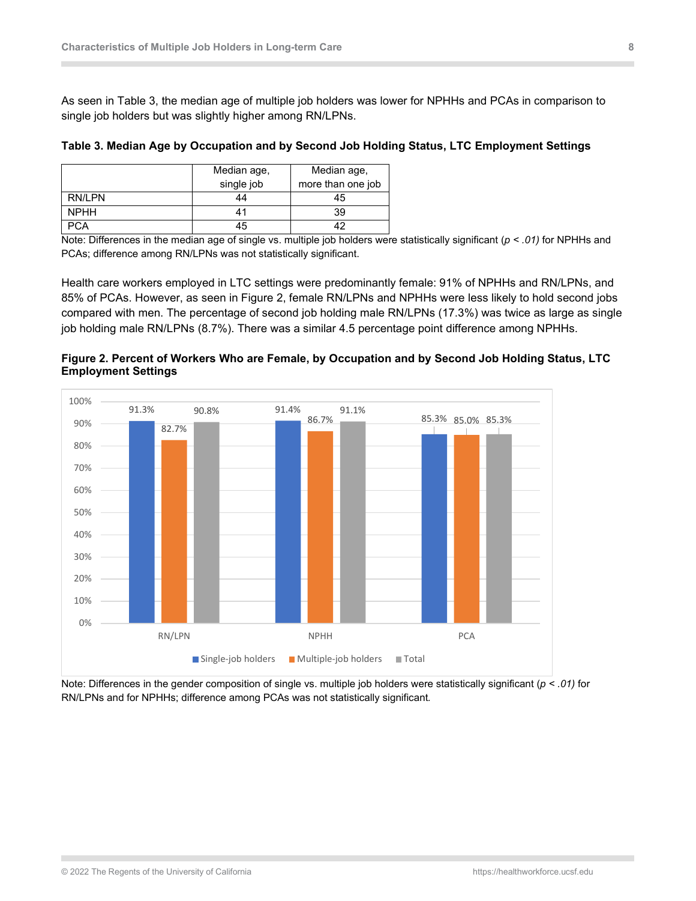As seen in Table 3, the median age of multiple job holders was lower for NPHHs and PCAs in comparison to single job holders but was slightly higher among RN/LPNs.

**Table 3. Median Age by Occupation and by Second Job Holding Status, LTC Employment Settings**

| | Median age, single job | Median age, more than one job |
|---|---|---|
| RN/LPN | 44 | 45 |
| NPHH | 41 | 39 |
| PCA | 45 | 42 |

Note: Differences in the median age of single vs. multiple job holders were statistically significant (*$p < .01$*) for NPHHs and PCAs; difference among RN/LPNs was not statistically significant.

Health care workers employed in LTC settings were predominantly female: 91% of NPHHs and RN/LPNs, and 85% of PCAs. However, as seen in Figure 2, female RN/LPNs and NPHHs were less likely to hold second jobs compared with men. The percentage of second job holding male RN/LPNs (17.3%) was twice as large as single job holding male RN/LPNs (8.7%). There was a similar 4.5 percentage point difference among NPHHs.

**Figure 2. Percent of Workers Who are Female, by Occupation and by Second Job Holding Status, LTC Employment Settings**

| | Single-job holders | Multiple-job holders | Total |
|---|---|---|---|
| RN/LPN | 91.3% | 82.7% | 90.8% |
| NPHH | 91.4% | 86.7% | 91.1% |
| PCA | 85.3% | 85.0% | 85.3% |

Note: Differences in the gender composition of single vs. multiple job holders were statistically significant (*$p < .01$*) for RN/LPNs and for NPHHs; difference among PCAs was not statistically significant.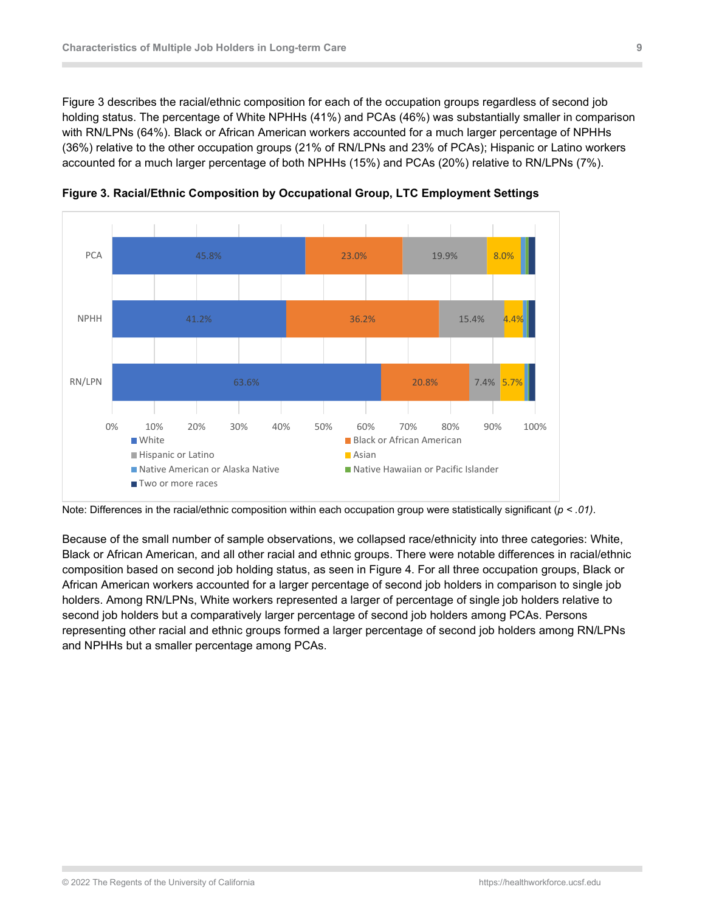Figure 3 describes the racial/ethnic composition for each of the occupation groups regardless of second job holding status. The percentage of White NPHHs (41%) and PCAs (46%) was substantially smaller in comparison with RN/LPNs (64%). Black or African American workers accounted for a much larger percentage of NPHHs (36%) relative to the other occupation groups (21% of RN/LPNs and 23% of PCAs); Hispanic or Latino workers accounted for a much larger percentage of both NPHHs (15%) and PCAs (20%) relative to RN/LPNs (7%).

**Figure 3. Racial/Ethnic Composition by Occupational Group, LTC Employment Settings**

| | White | Black or African American | Hispanic or Latino | Asian |
|---|---|---|---|---|
| PCA | 45.8% | 23.0% | 19.9% | 8.0% |
| NPHH | 41.2% | 36.2% | 15.4% | 4.4% |
| RN/LPN | 63.6% | 20.8% | 7.4% | 5.7% |

Legend: White; Black or African American; Hispanic or Latino; Asian; Native American or Alaska Native; Native Hawaiian or Pacific Islander; Two or more races

Note: Differences in the racial/ethnic composition within each occupation group were statistically significant (*p < .01*).

Because of the small number of sample observations, we collapsed race/ethnicity into three categories: White, Black or African American, and all other racial and ethnic groups. There were notable differences in racial/ethnic composition based on second job holding status, as seen in Figure 4. For all three occupation groups, Black or African American workers accounted for a larger percentage of second job holders in comparison to single job holders. Among RN/LPNs, White workers represented a larger of percentage of single job holders relative to second job holders but a comparatively larger percentage of second job holders among PCAs. Persons representing other racial and ethnic groups formed a larger percentage of second job holders among RN/LPNs and NPHHs but a smaller percentage among PCAs.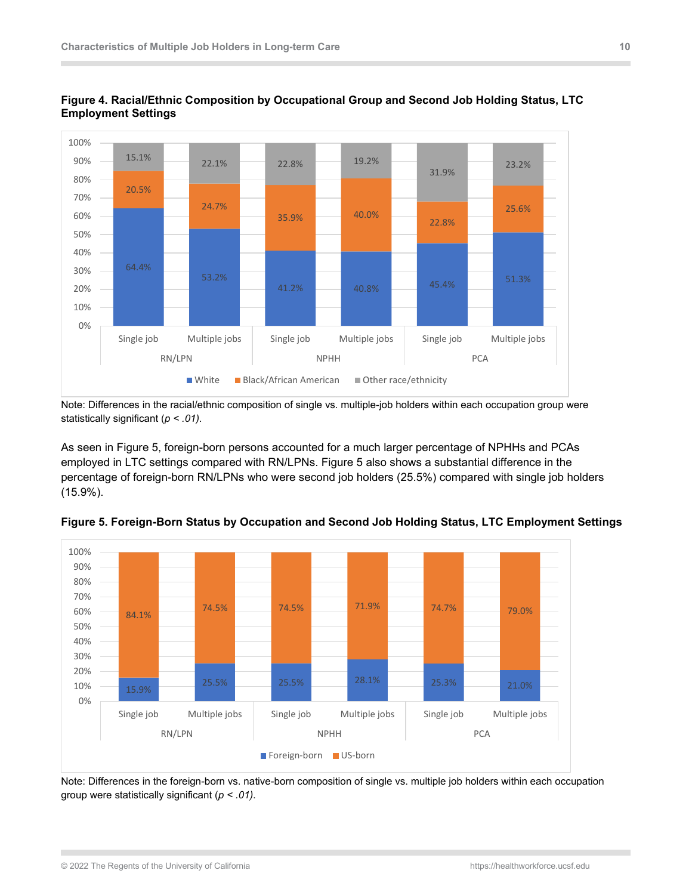**Figure 4. Racial/Ethnic Composition by Occupational Group and Second Job Holding Status, LTC Employment Settings**

| Occupation | Job status | White | Black/African American | Other race/ethnicity |
|---|---|---|---|---|
| RN/LPN | Single job | 64.4% | 20.5% | 15.1% |
| RN/LPN | Multiple jobs | 53.2% | 24.7% | 22.1% |
| NPHH | Single job | 41.2% | 35.9% | 22.8% |
| NPHH | Multiple jobs | 40.8% | 40.0% | 19.2% |
| PCA | Single job | 45.4% | 22.8% | 31.9% |
| PCA | Multiple jobs | 51.3% | 25.6% | 23.2% |

Note: Differences in the racial/ethnic composition of single vs. multiple-job holders within each occupation group were statistically significant (*p < .01*).

As seen in Figure 5, foreign-born persons accounted for a much larger percentage of NPHHs and PCAs employed in LTC settings compared with RN/LPNs. Figure 5 also shows a substantial difference in the percentage of foreign-born RN/LPNs who were second job holders (25.5%) compared with single job holders (15.9%).

**Figure 5. Foreign-Born Status by Occupation and Second Job Holding Status, LTC Employment Settings**

| Occupation | Job status | Foreign-born | US-born |
|---|---|---|---|
| RN/LPN | Single job | 15.9% | 84.1% |
| RN/LPN | Multiple jobs | 25.5% | 74.5% |
| NPHH | Single job | 25.5% | 74.5% |
| NPHH | Multiple jobs | 28.1% | 71.9% |
| PCA | Single job | 25.3% | 74.7% |
| PCA | Multiple jobs | 21.0% | 79.0% |

Note: Differences in the foreign-born vs. native-born composition of single vs. multiple job holders within each occupation group were statistically significant (*p < .01*).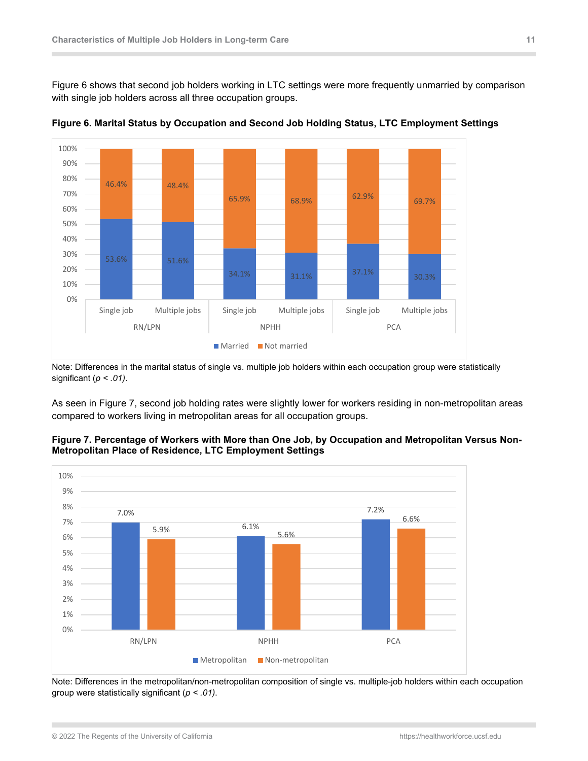Figure 6 shows that second job holders working in LTC settings were more frequently unmarried by comparison with single job holders across all three occupation groups.

**Figure 6. Marital Status by Occupation and Second Job Holding Status, LTC Employment Settings**

| Occupation | Job status | Married | Not married |
|---|---|---|---|
| RN/LPN | Single job | 53.6% | 46.4% |
| RN/LPN | Multiple jobs | 51.6% | 48.4% |
| NPHH | Single job | 34.1% | 65.9% |
| NPHH | Multiple jobs | 31.1% | 68.9% |
| PCA | Single job | 37.1% | 62.9% |
| PCA | Multiple jobs | 30.3% | 69.7% |

Note: Differences in the marital status of single vs. multiple job holders within each occupation group were statistically significant (*p < .01)*.

As seen in Figure 7, second job holding rates were slightly lower for workers residing in non-metropolitan areas compared to workers living in metropolitan areas for all occupation groups.

**Figure 7. Percentage of Workers with More than One Job, by Occupation and Metropolitan Versus Non-Metropolitan Place of Residence, LTC Employment Settings**

| Occupation | Metropolitan | Non-metropolitan |
|---|---|---|
| RN/LPN | 7.0% | 5.9% |
| NPHH | 6.1% | 5.6% |
| PCA | 7.2% | 6.6% |

Note: Differences in the metropolitan/non-metropolitan composition of single vs. multiple-job holders within each occupation group were statistically significant (*p < .01)*.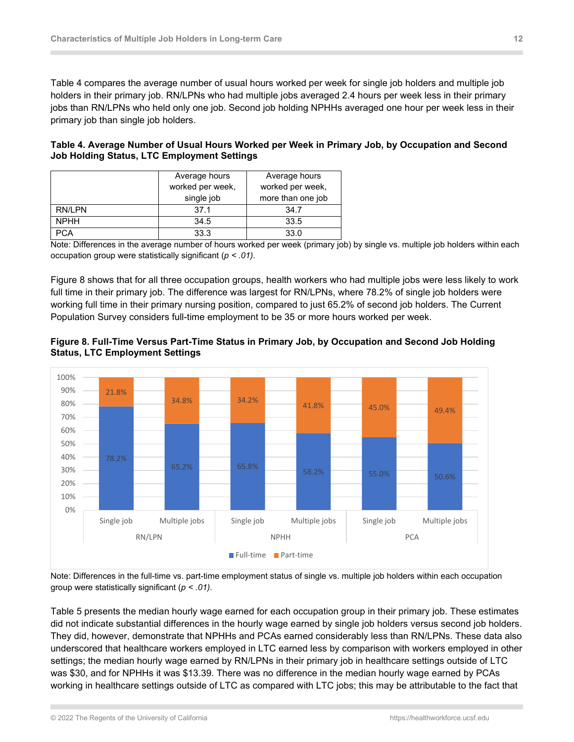Table 4 compares the average number of usual hours worked per week for single job holders and multiple job holders in their primary job. RN/LPNs who had multiple jobs averaged 2.4 hours per week less in their primary jobs than RN/LPNs who held only one job. Second job holding NPHHs averaged one hour per week less in their primary job than single job holders.

**Table 4. Average Number of Usual Hours Worked per Week in Primary Job, by Occupation and Second Job Holding Status, LTC Employment Settings**

| | Average hours worked per week, single job | Average hours worked per week, more than one job |
|---|---|---|
| RN/LPN | 37.1 | 34.7 |
| NPHH | 34.5 | 33.5 |
| PCA | 33.3 | 33.0 |

Note: Differences in the average number of hours worked per week (primary job) by single vs. multiple job holders within each occupation group were statistically significant (*p < .01)*.

Figure 8 shows that for all three occupation groups, health workers who had multiple jobs were less likely to work full time in their primary job. The difference was largest for RN/LPNs, where 78.2% of single job holders were working full time in their primary nursing position, compared to just 65.2% of second job holders. The Current Population Survey considers full-time employment to be 35 or more hours worked per week.

**Figure 8. Full-Time Versus Part-Time Status in Primary Job, by Occupation and Second Job Holding Status, LTC Employment Settings**

| Occupation | Job holding status | Full-time | Part-time |
|---|---|---|---|
| RN/LPN | Single job | 78.2% | 21.8% |
| RN/LPN | Multiple jobs | 65.2% | 34.8% |
| NPHH | Single job | 65.8% | 34.2% |
| NPHH | Multiple jobs | 58.2% | 41.8% |
| PCA | Single job | 55.0% | 45.0% |
| PCA | Multiple jobs | 50.6% | 49.4% |

Note: Differences in the full-time vs. part-time employment status of single vs. multiple job holders within each occupation group were statistically significant (*p < .01)*.

Table 5 presents the median hourly wage earned for each occupation group in their primary job. These estimates did not indicate substantial differences in the hourly wage earned by single job holders versus second job holders. They did, however, demonstrate that NPHHs and PCAs earned considerably less than RN/LPNs. These data also underscored that healthcare workers employed in LTC earned less by comparison with workers employed in other settings; the median hourly wage earned by RN/LPNs in their primary job in healthcare settings outside of LTC was $30, and for NPHHs it was $13.39. There was no difference in the median hourly wage earned by PCAs working in healthcare settings outside of LTC as compared with LTC jobs; this may be attributable to the fact that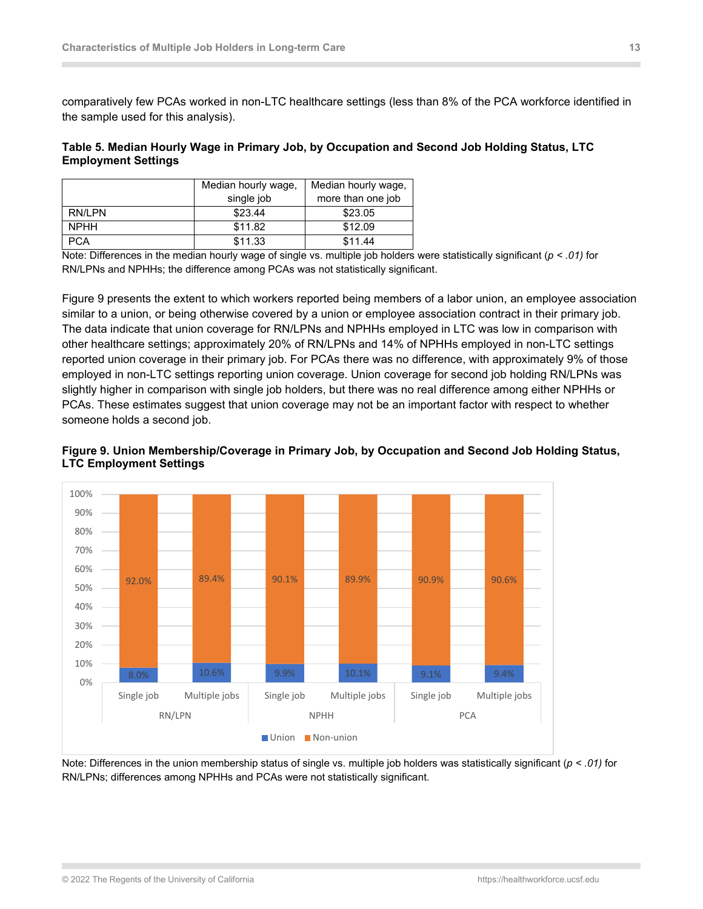comparatively few PCAs worked in non-LTC healthcare settings (less than 8% of the PCA workforce identified in the sample used for this analysis).

**Table 5. Median Hourly Wage in Primary Job, by Occupation and Second Job Holding Status, LTC Employment Settings**

| | Median hourly wage, single job | Median hourly wage, more than one job |
|---|---|---|
| RN/LPN | $23.44 | $23.05 |
| NPHH | $11.82 | $12.09 |
| PCA | $11.33 | $11.44 |

Note: Differences in the median hourly wage of single vs. multiple job holders were statistically significant (*$p < .01$*) for RN/LPNs and NPHHs; the difference among PCAs was not statistically significant.

Figure 9 presents the extent to which workers reported being members of a labor union, an employee association similar to a union, or being otherwise covered by a union or employee association contract in their primary job. The data indicate that union coverage for RN/LPNs and NPHHs employed in LTC was low in comparison with other healthcare settings; approximately 20% of RN/LPNs and 14% of NPHHs employed in non-LTC settings reported union coverage in their primary job. For PCAs there was no difference, with approximately 9% of those employed in non-LTC settings reporting union coverage. Union coverage for second job holding RN/LPNs was slightly higher in comparison with single job holders, but there was no real difference among either NPHHs or PCAs. These estimates suggest that union coverage may not be an important factor with respect to whether someone holds a second job.

**Figure 9. Union Membership/Coverage in Primary Job, by Occupation and Second Job Holding Status, LTC Employment Settings**

| Occupation | Job status | Union | Non-union |
|---|---|---|---|
| RN/LPN | Single job | 8.0% | 92.0% |
| RN/LPN | Multiple jobs | 10.6% | 89.4% |
| NPHH | Single job | 9.9% | 90.1% |
| NPHH | Multiple jobs | 10.1% | 89.9% |
| PCA | Single job | 9.1% | 90.9% |
| PCA | Multiple jobs | 9.4% | 90.6% |

Note: Differences in the union membership status of single vs. multiple job holders was statistically significant (*$p < .01$*) for RN/LPNs; differences among NPHHs and PCAs were not statistically significant.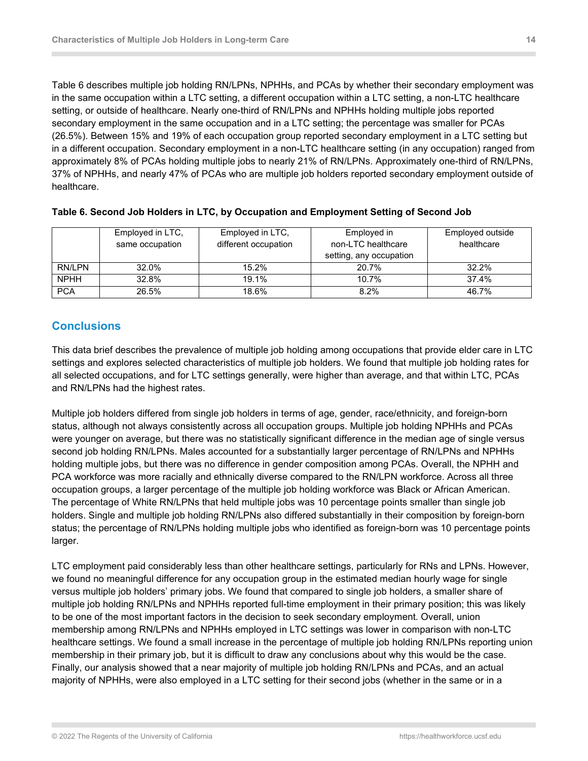Table 6 describes multiple job holding RN/LPNs, NPHHs, and PCAs by whether their secondary employment was in the same occupation within a LTC setting, a different occupation within a LTC setting, a non-LTC healthcare setting, or outside of healthcare. Nearly one-third of RN/LPNs and NPHHs holding multiple jobs reported secondary employment in the same occupation and in a LTC setting; the percentage was smaller for PCAs (26.5%). Between 15% and 19% of each occupation group reported secondary employment in a LTC setting but in a different occupation. Secondary employment in a non-LTC healthcare setting (in any occupation) ranged from approximately 8% of PCAs holding multiple jobs to nearly 21% of RN/LPNs. Approximately one-third of RN/LPNs, 37% of NPHHs, and nearly 47% of PCAs who are multiple job holders reported secondary employment outside of healthcare.

**Table 6. Second Job Holders in LTC, by Occupation and Employment Setting of Second Job**

| | Employed in LTC, same occupation | Employed in LTC, different occupation | Employed in non-LTC healthcare setting, any occupation | Employed outside healthcare |
|---|---|---|---|---|
| RN/LPN | 32.0% | 15.2% | 20.7% | 32.2% |
| NPHH | 32.8% | 19.1% | 10.7% | 37.4% |
| PCA | 26.5% | 18.6% | 8.2% | 46.7% |

## Conclusions

This data brief describes the prevalence of multiple job holding among occupations that provide elder care in LTC settings and explores selected characteristics of multiple job holders. We found that multiple job holding rates for all selected occupations, and for LTC settings generally, were higher than average, and that within LTC, PCAs and RN/LPNs had the highest rates.

Multiple job holders differed from single job holders in terms of age, gender, race/ethnicity, and foreign-born status, although not always consistently across all occupation groups. Multiple job holding NPHHs and PCAs were younger on average, but there was no statistically significant difference in the median age of single versus second job holding RN/LPNs. Males accounted for a substantially larger percentage of RN/LPNs and NPHHs holding multiple jobs, but there was no difference in gender composition among PCAs. Overall, the NPHH and PCA workforce was more racially and ethnically diverse compared to the RN/LPN workforce. Across all three occupation groups, a larger percentage of the multiple job holding workforce was Black or African American. The percentage of White RN/LPNs that held multiple jobs was 10 percentage points smaller than single job holders. Single and multiple job holding RN/LPNs also differed substantially in their composition by foreign-born status; the percentage of RN/LPNs holding multiple jobs who identified as foreign-born was 10 percentage points larger.

LTC employment paid considerably less than other healthcare settings, particularly for RNs and LPNs. However, we found no meaningful difference for any occupation group in the estimated median hourly wage for single versus multiple job holders' primary jobs. We found that compared to single job holders, a smaller share of multiple job holding RN/LPNs and NPHHs reported full-time employment in their primary position; this was likely to be one of the most important factors in the decision to seek secondary employment. Overall, union membership among RN/LPNs and NPHHs employed in LTC settings was lower in comparison with non-LTC healthcare settings. We found a small increase in the percentage of multiple job holding RN/LPNs reporting union membership in their primary job, but it is difficult to draw any conclusions about why this would be the case. Finally, our analysis showed that a near majority of multiple job holding RN/LPNs and PCAs, and an actual majority of NPHHs, were also employed in a LTC setting for their second jobs (whether in the same or in a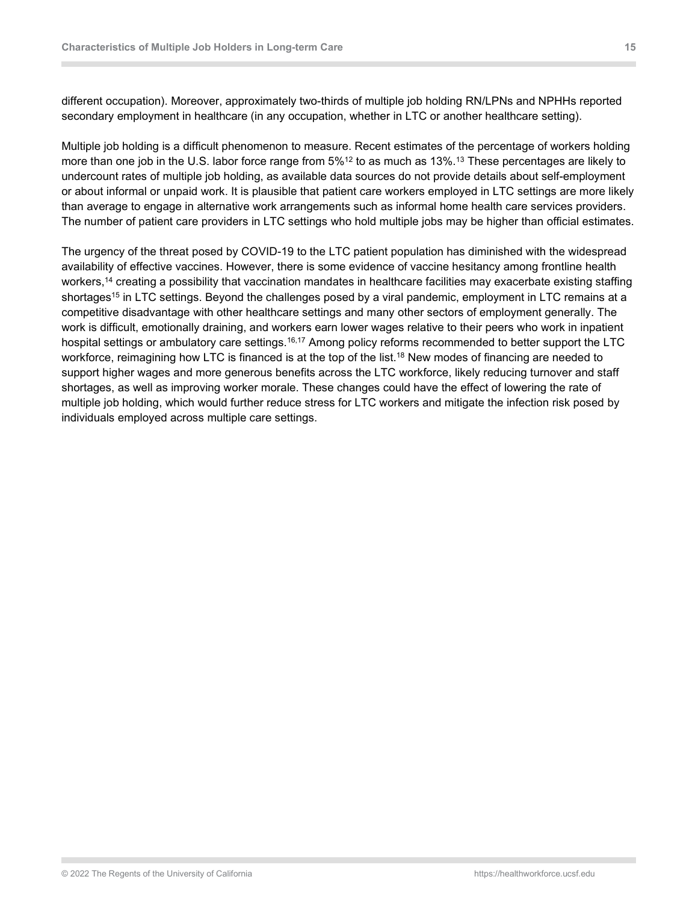different occupation). Moreover, approximately two-thirds of multiple job holding RN/LPNs and NPHHs reported secondary employment in healthcare (in any occupation, whether in LTC or another healthcare setting).

Multiple job holding is a difficult phenomenon to measure. Recent estimates of the percentage of workers holding more than one job in the U.S. labor force range from 5%[12] to as much as 13%.[13] These percentages are likely to undercount rates of multiple job holding, as available data sources do not provide details about self-employment or about informal or unpaid work. It is plausible that patient care workers employed in LTC settings are more likely than average to engage in alternative work arrangements such as informal home health care services providers. The number of patient care providers in LTC settings who hold multiple jobs may be higher than official estimates.

The urgency of the threat posed by COVID-19 to the LTC patient population has diminished with the widespread availability of effective vaccines. However, there is some evidence of vaccine hesitancy among frontline health workers,[14] creating a possibility that vaccination mandates in healthcare facilities may exacerbate existing staffing shortages[15] in LTC settings. Beyond the challenges posed by a viral pandemic, employment in LTC remains at a competitive disadvantage with other healthcare settings and many other sectors of employment generally. The work is difficult, emotionally draining, and workers earn lower wages relative to their peers who work in inpatient hospital settings or ambulatory care settings.[16,17] Among policy reforms recommended to better support the LTC workforce, reimagining how LTC is financed is at the top of the list.[18] New modes of financing are needed to support higher wages and more generous benefits across the LTC workforce, likely reducing turnover and staff shortages, as well as improving worker morale. These changes could have the effect of lowering the rate of multiple job holding, which would further reduce stress for LTC workers and mitigate the infection risk posed by individuals employed across multiple care settings.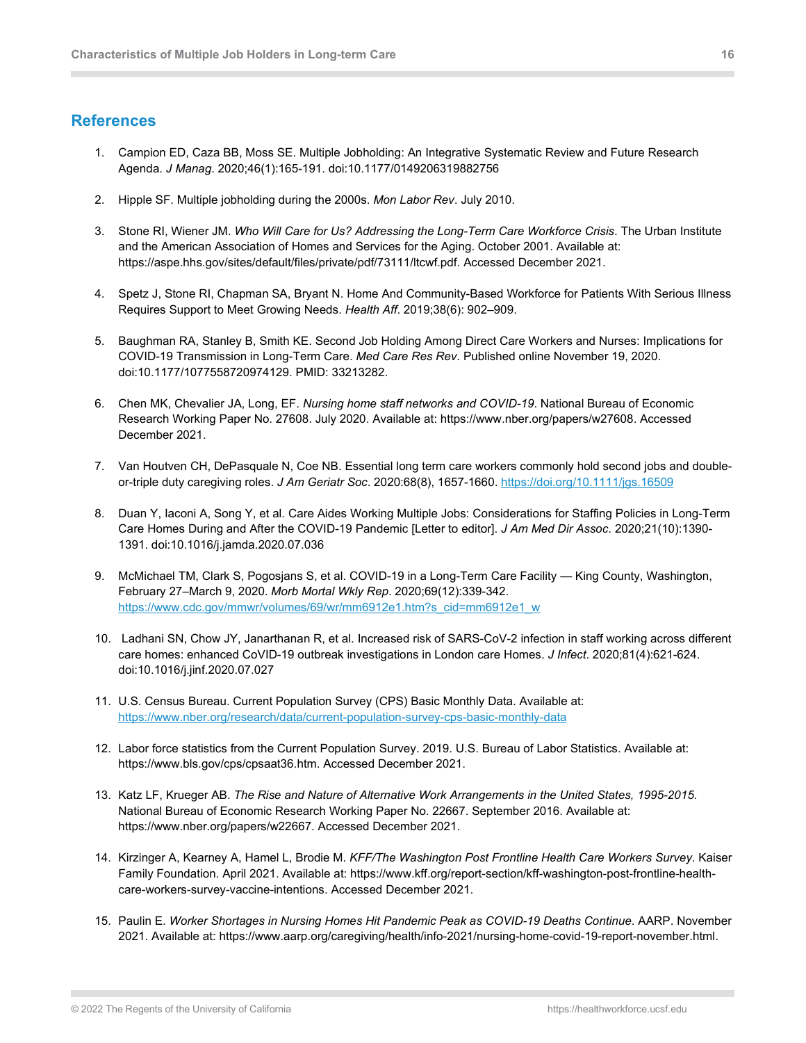## References

1. Campion ED, Caza BB, Moss SE. Multiple Jobholding: An Integrative Systematic Review and Future Research Agenda. *J Manag*. 2020;46(1):165-191. doi:10.1177/0149206319882756

2. Hipple SF. Multiple jobholding during the 2000s. *Mon Labor Rev*. July 2010.

3. Stone RI, Wiener JM. *Who Will Care for Us? Addressing the Long-Term Care Workforce Crisis*. The Urban Institute and the American Association of Homes and Services for the Aging. October 2001. Available at: https://aspe.hhs.gov/sites/default/files/private/pdf/73111/ltcwf.pdf. Accessed December 2021.

4. Spetz J, Stone RI, Chapman SA, Bryant N. Home And Community-Based Workforce for Patients With Serious Illness Requires Support to Meet Growing Needs. *Health Aff*. 2019;38(6): 902–909.

5. Baughman RA, Stanley B, Smith KE. Second Job Holding Among Direct Care Workers and Nurses: Implications for COVID-19 Transmission in Long-Term Care. *Med Care Res Rev*. Published online November 19, 2020. doi:10.1177/1077558720974129. PMID: 33213282.

6. Chen MK, Chevalier JA, Long, EF. *Nursing home staff networks and COVID-19*. National Bureau of Economic Research Working Paper No. 27608. July 2020. Available at: https://www.nber.org/papers/w27608. Accessed December 2021.

7. Van Houtven CH, DePasquale N, Coe NB. Essential long term care workers commonly hold second jobs and double-or-triple duty caregiving roles. *J Am Geriatr Soc*. 2020:68(8), 1657-1660. https://doi.org/10.1111/jgs.16509

8. Duan Y, Iaconi A, Song Y, et al. Care Aides Working Multiple Jobs: Considerations for Staffing Policies in Long-Term Care Homes During and After the COVID-19 Pandemic [Letter to editor]. *J Am Med Dir Assoc*. 2020;21(10):1390-1391. doi:10.1016/j.jamda.2020.07.036

9. McMichael TM, Clark S, Pogosjans S, et al. COVID-19 in a Long-Term Care Facility — King County, Washington, February 27–March 9, 2020. *Morb Mortal Wkly Rep*. 2020;69(12):339-342. https://www.cdc.gov/mmwr/volumes/69/wr/mm6912e1.htm?s_cid=mm6912e1_w

10. Ladhani SN, Chow JY, Janarthanan R, et al. Increased risk of SARS-CoV-2 infection in staff working across different care homes: enhanced CoVID-19 outbreak investigations in London care Homes. *J Infect*. 2020;81(4):621-624. doi:10.1016/j.jinf.2020.07.027

11. U.S. Census Bureau. Current Population Survey (CPS) Basic Monthly Data. Available at: https://www.nber.org/research/data/current-population-survey-cps-basic-monthly-data

12. Labor force statistics from the Current Population Survey. 2019. U.S. Bureau of Labor Statistics. Available at: https://www.bls.gov/cps/cpsaat36.htm. Accessed December 2021.

13. Katz LF, Krueger AB. *The Rise and Nature of Alternative Work Arrangements in the United States, 1995-2015*. National Bureau of Economic Research Working Paper No. 22667. September 2016. Available at: https://www.nber.org/papers/w22667. Accessed December 2021.

14. Kirzinger A, Kearney A, Hamel L, Brodie M. *KFF/The Washington Post Frontline Health Care Workers Survey*. Kaiser Family Foundation. April 2021. Available at: https://www.kff.org/report-section/kff-washington-post-frontline-health-care-workers-survey-vaccine-intentions. Accessed December 2021.

15. Paulin E. *Worker Shortages in Nursing Homes Hit Pandemic Peak as COVID-19 Deaths Continue*. AARP. November 2021. Available at: https://www.aarp.org/caregiving/health/info-2021/nursing-home-covid-19-report-november.html.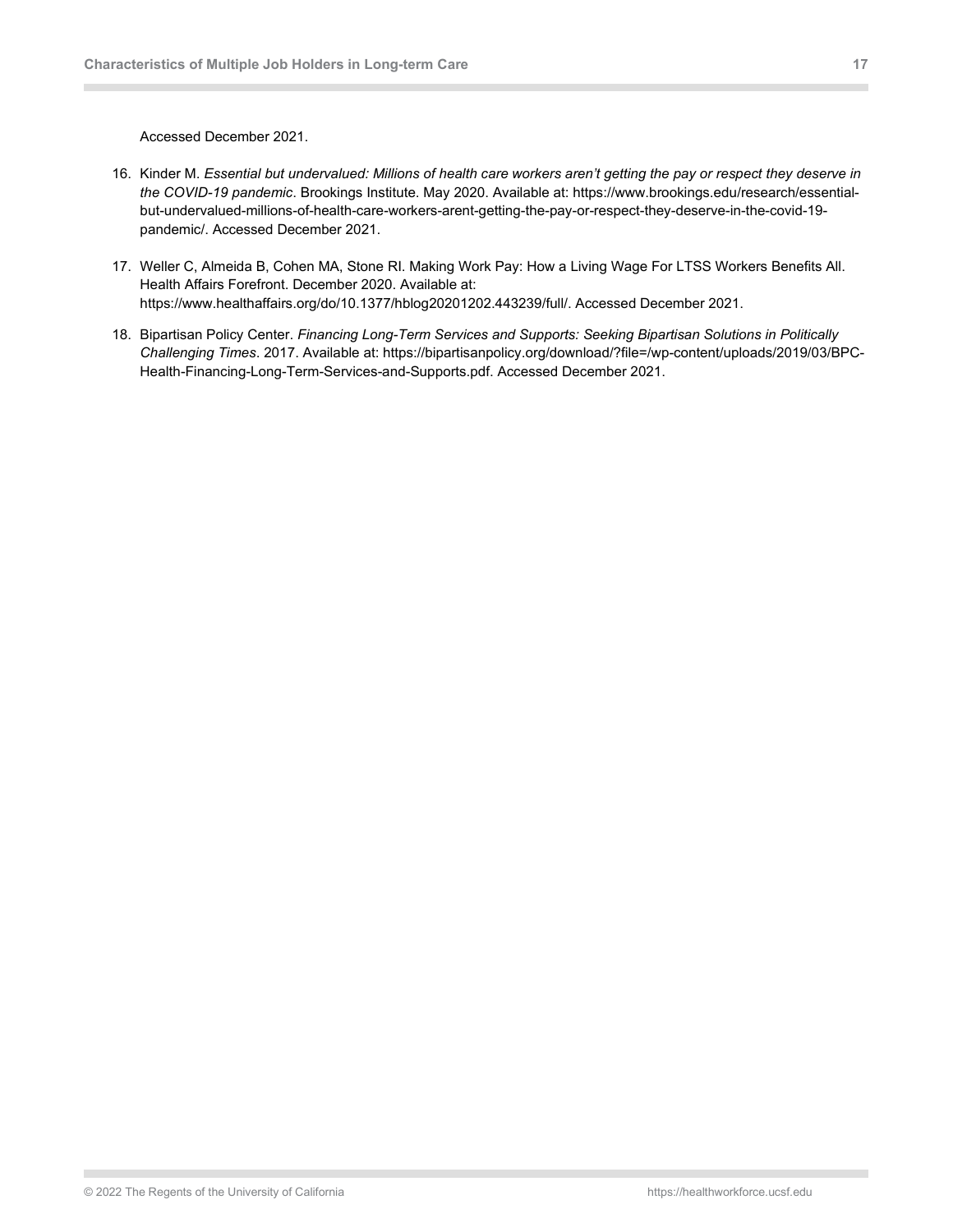Accessed December 2021.

16. Kinder M. *Essential but undervalued: Millions of health care workers aren't getting the pay or respect they deserve in the COVID-19 pandemic*. Brookings Institute. May 2020. Available at: https://www.brookings.edu/research/essential-but-undervalued-millions-of-health-care-workers-arent-getting-the-pay-or-respect-they-deserve-in-the-covid-19-pandemic/. Accessed December 2021.

17. Weller C, Almeida B, Cohen MA, Stone RI. Making Work Pay: How a Living Wage For LTSS Workers Benefits All. Health Affairs Forefront. December 2020. Available at: https://www.healthaffairs.org/do/10.1377/hblog20201202.443239/full/. Accessed December 2021.

18. Bipartisan Policy Center. *Financing Long-Term Services and Supports: Seeking Bipartisan Solutions in Politically Challenging Times*. 2017. Available at: https://bipartisanpolicy.org/download/?file=/wp-content/uploads/2019/03/BPC-Health-Financing-Long-Term-Services-and-Supports.pdf. Accessed December 2021.